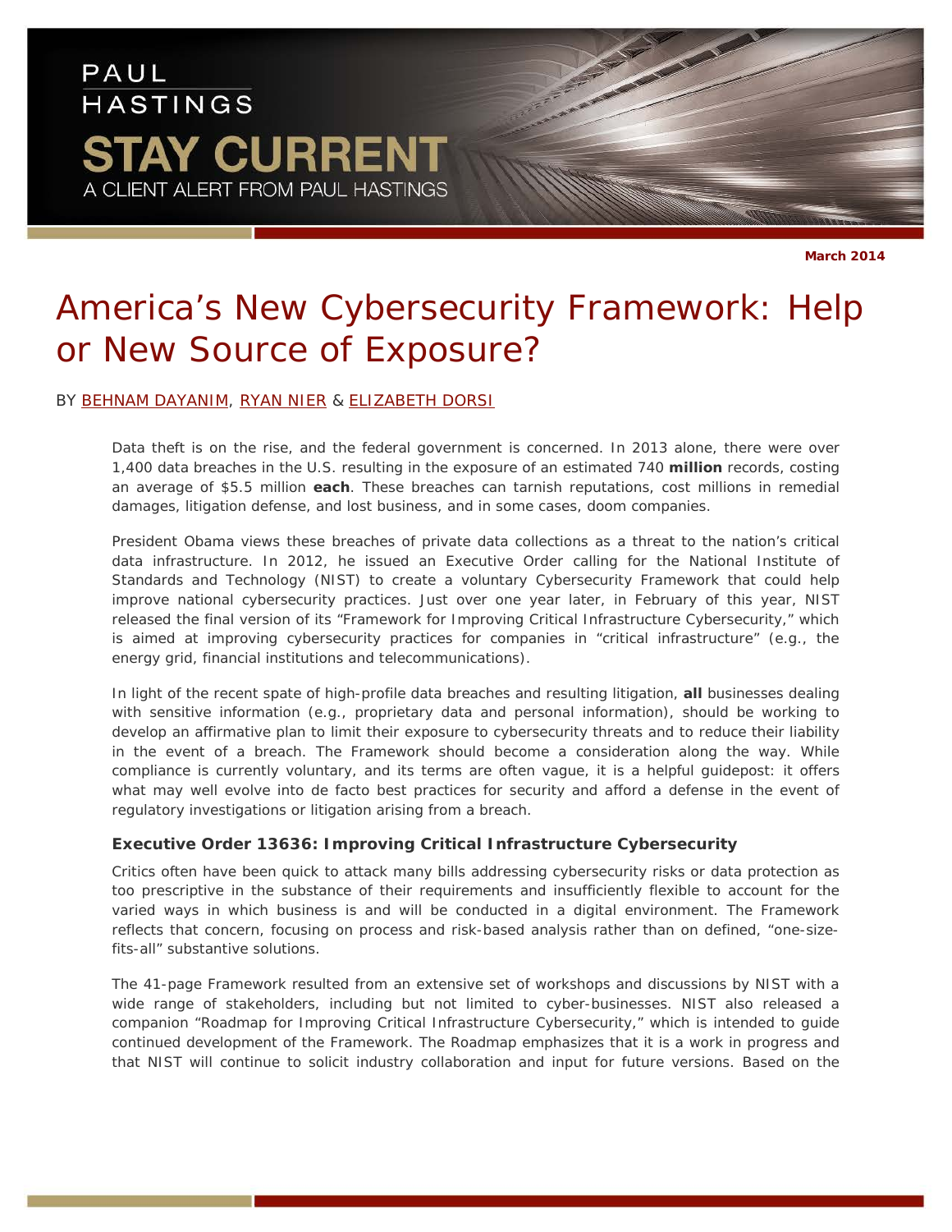PAUL HASTINGS

STAY CURRENT

A CLIENT ALERT FROM PAUL HASTINGS

March 2014

# America's New Cybersecurity Framework: Help or New Source of Exposure?

BY BEHNAM DAYANIM, RYAN NIER & ELIZABETH DORSI

Data theft is on the rise, and the federal government is concerned. In 2013 alone, there were over 1,400 data breaches in the U.S. resulting in the exposure of an estimated 740 **million** records, costing an average of $5.5 million **each**. These breaches can tarnish reputations, cost millions in remedial damages, litigation defense, and lost business, and in some cases, doom companies.

President Obama views these breaches of private data collections as a threat to the nation's critical data infrastructure. In 2012, he issued an Executive Order calling for the National Institute of Standards and Technology (NIST) to create a voluntary Cybersecurity Framework that could help improve national cybersecurity practices. Just over one year later, in February of this year, NIST released the final version of its "Framework for Improving Critical Infrastructure Cybersecurity," which is aimed at improving cybersecurity practices for companies in "critical infrastructure" (e.g., the energy grid, financial institutions and telecommunications).

In light of the recent spate of high-profile data breaches and resulting litigation, **all** businesses dealing with sensitive information (e.g., proprietary data and personal information), should be working to develop an affirmative plan to limit their exposure to cybersecurity threats and to reduce their liability in the event of a breach. The Framework should become a consideration along the way. While compliance is currently voluntary, and its terms are often vague, it is a helpful guidepost: it offers what may well evolve into de facto best practices for security and afford a defense in the event of regulatory investigations or litigation arising from a breach.

### Executive Order 13636: Improving Critical Infrastructure Cybersecurity

Critics often have been quick to attack many bills addressing cybersecurity risks or data protection as too prescriptive in the substance of their requirements and insufficiently flexible to account for the varied ways in which business is and will be conducted in a digital environment. The Framework reflects that concern, focusing on process and risk-based analysis rather than on defined, "one-size-fits-all" substantive solutions.

The 41-page Framework resulted from an extensive set of workshops and discussions by NIST with a wide range of stakeholders, including but not limited to cyber-businesses. NIST also released a companion "Roadmap for Improving Critical Infrastructure Cybersecurity," which is intended to guide continued development of the Framework. The Roadmap emphasizes that it is a work in progress and that NIST will continue to solicit industry collaboration and input for future versions. Based on the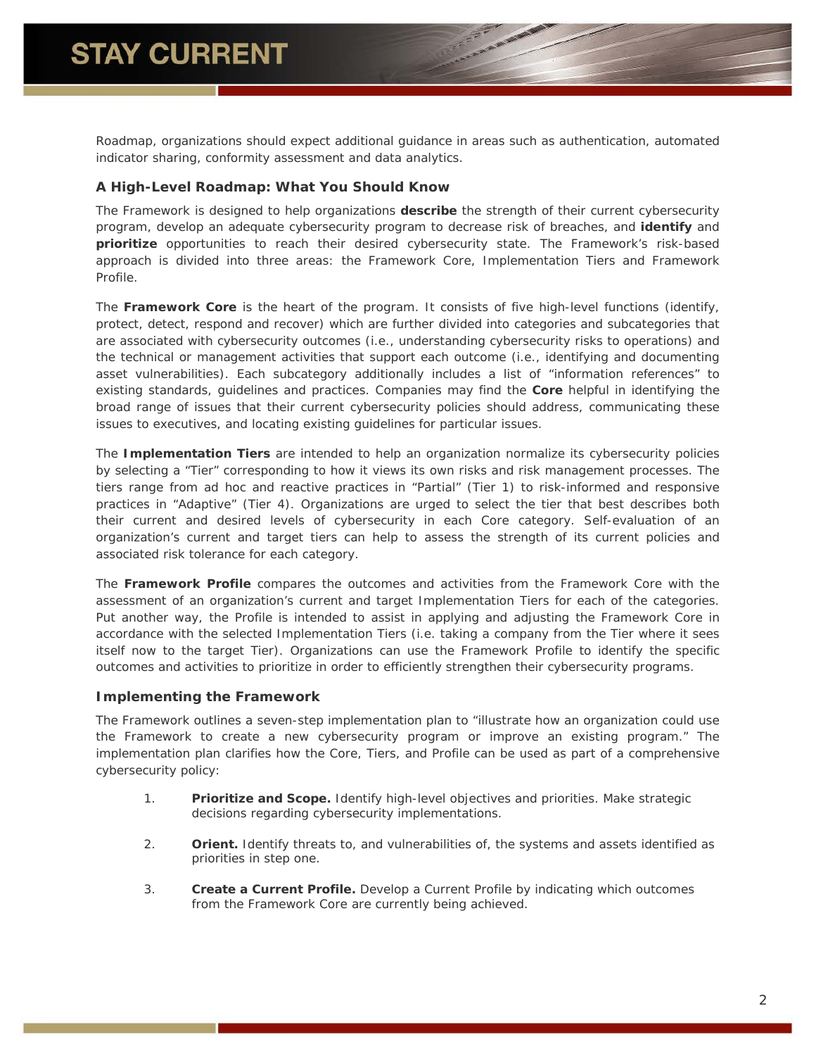Roadmap, organizations should expect additional guidance in areas such as authentication, automated indicator sharing, conformity assessment and data analytics.

### A High-Level Roadmap: What You Should Know

The Framework is designed to help organizations **describe** the strength of their current cybersecurity program, develop an adequate cybersecurity program to decrease risk of breaches, and **identify** and **prioritize** opportunities to reach their desired cybersecurity state. The Framework's risk-based approach is divided into three areas: the Framework Core, Implementation Tiers and Framework Profile.

The **Framework Core** is the heart of the program. It consists of five high-level functions (identify, protect, detect, respond and recover) which are further divided into categories and subcategories that are associated with cybersecurity outcomes (i.e., understanding cybersecurity risks to operations) and the technical or management activities that support each outcome (i.e., identifying and documenting asset vulnerabilities). Each subcategory additionally includes a list of "information references" to existing standards, guidelines and practices. Companies may find the **Core** helpful in identifying the broad range of issues that their current cybersecurity policies should address, communicating these issues to executives, and locating existing guidelines for particular issues.

The **Implementation Tiers** are intended to help an organization normalize its cybersecurity policies by selecting a "Tier" corresponding to how it views its own risks and risk management processes. The tiers range from ad hoc and reactive practices in "Partial" (Tier 1) to risk-informed and responsive practices in "Adaptive" (Tier 4). Organizations are urged to select the tier that best describes both their current and desired levels of cybersecurity in each Core category. Self-evaluation of an organization's current and target tiers can help to assess the strength of its current policies and associated risk tolerance for each category.

The **Framework Profile** compares the outcomes and activities from the Framework Core with the assessment of an organization's current and target Implementation Tiers for each of the categories. Put another way, the Profile is intended to assist in applying and adjusting the Framework Core in accordance with the selected Implementation Tiers (i.e. taking a company from the Tier where it sees itself now to the target Tier). Organizations can use the Framework Profile to identify the specific outcomes and activities to prioritize in order to efficiently strengthen their cybersecurity programs.

### Implementing the Framework

The Framework outlines a seven-step implementation plan to "illustrate how an organization could use the Framework to create a new cybersecurity program or improve an existing program." The implementation plan clarifies how the Core, Tiers, and Profile can be used as part of a comprehensive cybersecurity policy:

1. **Prioritize and Scope.** Identify high-level objectives and priorities. Make strategic decisions regarding cybersecurity implementations.

2. **Orient.** Identify threats to, and vulnerabilities of, the systems and assets identified as priorities in step one.

3. **Create a Current Profile.** Develop a Current Profile by indicating which outcomes from the Framework Core are currently being achieved.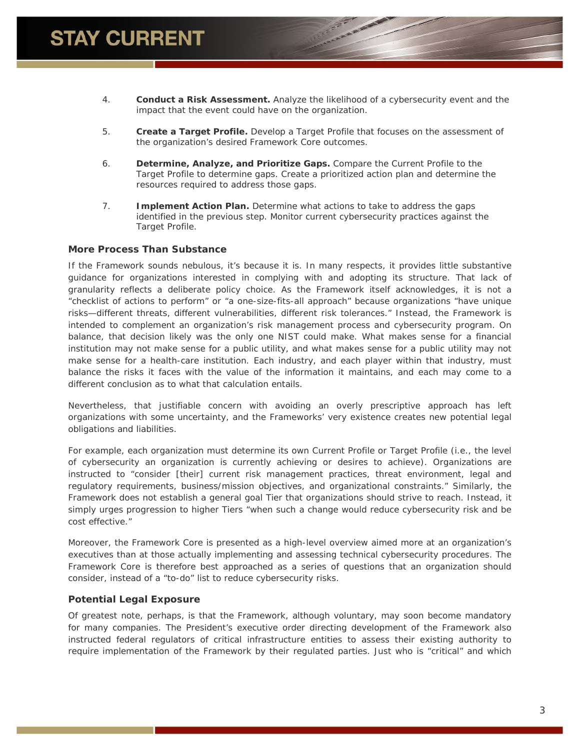4. **Conduct a Risk Assessment.** Analyze the likelihood of a cybersecurity event and the impact that the event could have on the organization.

5. **Create a Target Profile.** Develop a Target Profile that focuses on the assessment of the organization's desired Framework Core outcomes.

6. **Determine, Analyze, and Prioritize Gaps.** Compare the Current Profile to the Target Profile to determine gaps. Create a prioritized action plan and determine the resources required to address those gaps.

7. **Implement Action Plan.** Determine what actions to take to address the gaps identified in the previous step. Monitor current cybersecurity practices against the Target Profile.

### More Process Than Substance

If the Framework sounds nebulous, it's because it is. In many respects, it provides little substantive guidance for organizations interested in complying with and adopting its structure. That lack of granularity reflects a deliberate policy choice. As the Framework itself acknowledges, it is not a "checklist of actions to perform" or "a one-size-fits-all approach" because organizations "have unique risks—different threats, different vulnerabilities, different risk tolerances." Instead, the Framework is intended to complement an organization's risk management process and cybersecurity program. On balance, that decision likely was the only one NIST could make. What makes sense for a financial institution may not make sense for a public utility, and what makes sense for a public utility may not make sense for a health-care institution. Each industry, and each player within that industry, must balance the risks it faces with the value of the information it maintains, and each may come to a different conclusion as to what that calculation entails.

Nevertheless, that justifiable concern with avoiding an overly prescriptive approach has left organizations with some uncertainty, and the Frameworks' very existence creates new potential legal obligations and liabilities.

For example, each organization must determine its own Current Profile or Target Profile (i.e., the level of cybersecurity an organization is currently achieving or desires to achieve). Organizations are instructed to "consider [their] current risk management practices, threat environment, legal and regulatory requirements, business/mission objectives, and organizational constraints." Similarly, the Framework does not establish a general goal Tier that organizations should strive to reach. Instead, it simply urges progression to higher Tiers "when such a change would reduce cybersecurity risk and be cost effective."

Moreover, the Framework Core is presented as a high-level overview aimed more at an organization's executives than at those actually implementing and assessing technical cybersecurity procedures. The Framework Core is therefore best approached as a series of questions that an organization should consider, instead of a "to-do" list to reduce cybersecurity risks.

### Potential Legal Exposure

Of greatest note, perhaps, is that the Framework, although voluntary, may soon become mandatory for many companies. The President's executive order directing development of the Framework also instructed federal regulators of critical infrastructure entities to assess their existing authority to require implementation of the Framework by their regulated parties. Just who is "critical" and which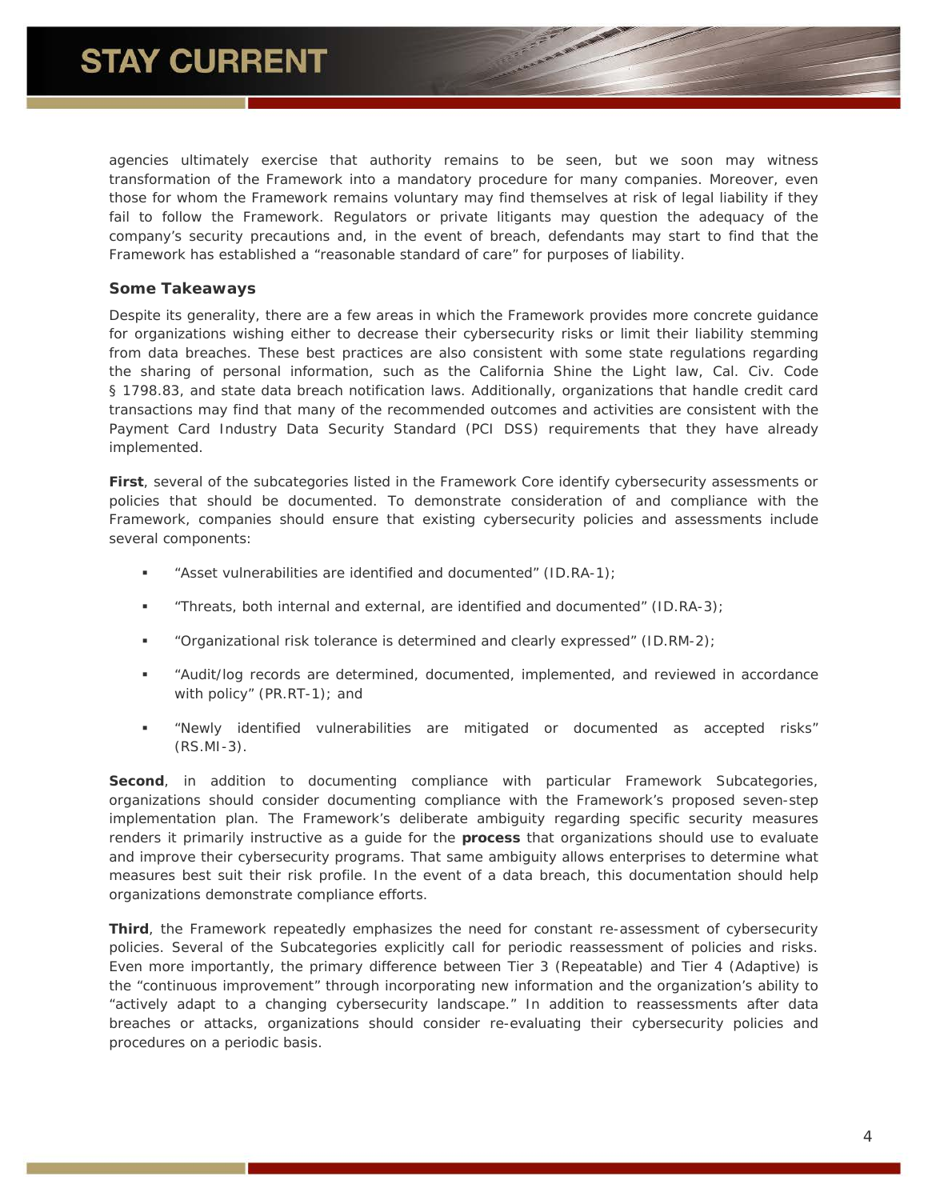agencies ultimately exercise that authority remains to be seen, but we soon may witness transformation of the Framework into a mandatory procedure for many companies. Moreover, even those for whom the Framework remains voluntary may find themselves at risk of legal liability if they fail to follow the Framework. Regulators or private litigants may question the adequacy of the company's security precautions and, in the event of breach, defendants may start to find that the Framework has established a "reasonable standard of care" for purposes of liability.

### Some Takeaways

Despite its generality, there are a few areas in which the Framework provides more concrete guidance for organizations wishing either to decrease their cybersecurity risks or limit their liability stemming from data breaches. These best practices are also consistent with some state regulations regarding the sharing of personal information, such as the California Shine the Light law, Cal. Civ. Code § 1798.83, and state data breach notification laws. Additionally, organizations that handle credit card transactions may find that many of the recommended outcomes and activities are consistent with the Payment Card Industry Data Security Standard (PCI DSS) requirements that they have already implemented.

**First**, several of the subcategories listed in the Framework Core identify cybersecurity assessments or policies that should be documented. To demonstrate consideration of and compliance with the Framework, companies should ensure that existing cybersecurity policies and assessments include several components:

- "Asset vulnerabilities are identified and documented" (ID.RA-1);
- "Threats, both internal and external, are identified and documented" (ID.RA-3);
- "Organizational risk tolerance is determined and clearly expressed" (ID.RM-2);
- "Audit/log records are determined, documented, implemented, and reviewed in accordance with policy" (PR.RT-1); and
- "Newly identified vulnerabilities are mitigated or documented as accepted risks" (RS.MI-3).

**Second**, in addition to documenting compliance with particular Framework Subcategories, organizations should consider documenting compliance with the Framework's proposed seven-step implementation plan. The Framework's deliberate ambiguity regarding specific security measures renders it primarily instructive as a guide for the **process** that organizations should use to evaluate and improve their cybersecurity programs. That same ambiguity allows enterprises to determine what measures best suit their risk profile. In the event of a data breach, this documentation should help organizations demonstrate compliance efforts.

**Third**, the Framework repeatedly emphasizes the need for constant re-assessment of cybersecurity policies. Several of the Subcategories explicitly call for periodic reassessment of policies and risks. Even more importantly, the primary difference between Tier 3 (Repeatable) and Tier 4 (Adaptive) is the "continuous improvement" through incorporating new information and the organization's ability to "actively adapt to a changing cybersecurity landscape." In addition to reassessments after data breaches or attacks, organizations should consider re-evaluating their cybersecurity policies and procedures on a periodic basis.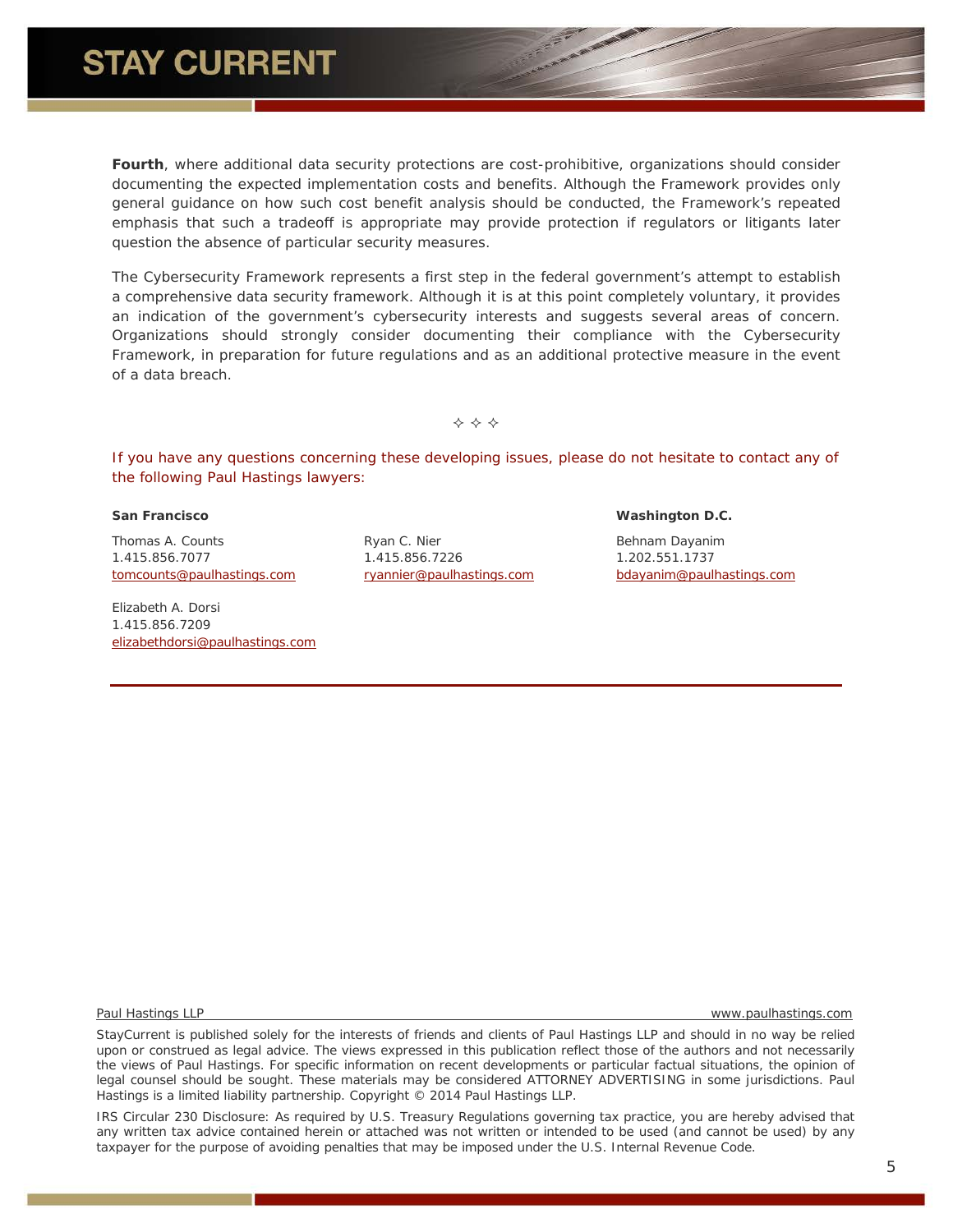**Fourth**, where additional data security protections are cost-prohibitive, organizations should consider documenting the expected implementation costs and benefits. Although the Framework provides only general guidance on how such cost benefit analysis should be conducted, the Framework's repeated emphasis that such a tradeoff is appropriate may provide protection if regulators or litigants later question the absence of particular security measures.

The Cybersecurity Framework represents a first step in the federal government's attempt to establish a comprehensive data security framework. Although it is at this point completely voluntary, it provides an indication of the government's cybersecurity interests and suggests several areas of concern. Organizations should strongly consider documenting their compliance with the Cybersecurity Framework, in preparation for future regulations and as an additional protective measure in the event of a data breach.

✧ ✧ ✧

If you have any questions concerning these developing issues, please do not hesitate to contact any of the following Paul Hastings lawyers:

**San Francisco**

Thomas A. Counts
1.415.856.7077
tomcounts@paulhastings.com

Ryan C. Nier
1.415.856.7226
ryannier@paulhastings.com

Elizabeth A. Dorsi
1.415.856.7209
elizabethdorsi@paulhastings.com

**Washington D.C.**

Behnam Dayanim
1.202.551.1737
bdayanim@paulhastings.com

Paul Hastings LLP www.paulhastings.com

StayCurrent is published solely for the interests of friends and clients of Paul Hastings LLP and should in no way be relied upon or construed as legal advice. The views expressed in this publication reflect those of the authors and not necessarily the views of Paul Hastings. For specific information on recent developments or particular factual situations, the opinion of legal counsel should be sought. These materials may be considered ATTORNEY ADVERTISING in some jurisdictions. Paul Hastings is a limited liability partnership. Copyright © 2014 Paul Hastings LLP.

IRS Circular 230 Disclosure: As required by U.S. Treasury Regulations governing tax practice, you are hereby advised that any written tax advice contained herein or attached was not written or intended to be used (and cannot be used) by any taxpayer for the purpose of avoiding penalties that may be imposed under the U.S. Internal Revenue Code.